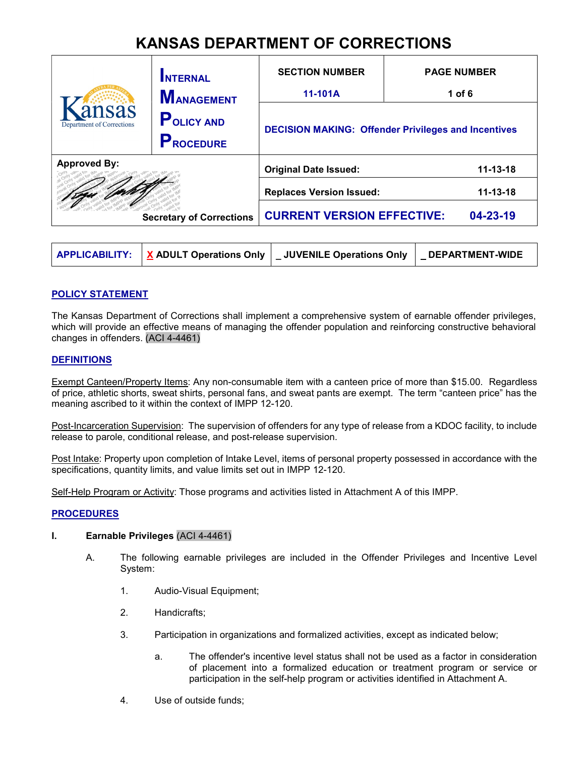# KANSAS DEPARTMENT OF CORRECTIONS

| Kansas Department of Corrections | INTERNAL MANAGEMENT POLICY AND PROCEDURE | SECTION NUMBER | PAGE NUMBER |
|---|---|---|---|
| | | 11-101A | 1 of 6 |
| | | DECISION MAKING: Offender Privileges and Incentives | |
| Approved By: | | Original Date Issued: | 11-13-18 |
| | | Replaces Version Issued: | 11-13-18 |
| Secretary of Corrections | | CURRENT VERSION EFFECTIVE: | 04-23-19 |

| APPLICABILITY: | X ADULT Operations Only | _ JUVENILE Operations Only | _ DEPARTMENT-WIDE |
|---|---|---|---|

## POLICY STATEMENT

The Kansas Department of Corrections shall implement a comprehensive system of earnable offender privileges, which will provide an effective means of managing the offender population and reinforcing constructive behavioral changes in offenders. (ACI 4-4461)

## DEFINITIONS

Exempt Canteen/Property Items: Any non-consumable item with a canteen price of more than $15.00. Regardless of price, athletic shorts, sweat shirts, personal fans, and sweat pants are exempt. The term "canteen price" has the meaning ascribed to it within the context of IMPP 12-120.

Post-Incarceration Supervision: The supervision of offenders for any type of release from a KDOC facility, to include release to parole, conditional release, and post-release supervision.

Post Intake: Property upon completion of Intake Level, items of personal property possessed in accordance with the specifications, quantity limits, and value limits set out in IMPP 12-120.

Self-Help Program or Activity: Those programs and activities listed in Attachment A of this IMPP.

## PROCEDURES

**I. Earnable Privileges (ACI 4-4461)**

A. The following earnable privileges are included in the Offender Privileges and Incentive Level System:

1. Audio-Visual Equipment;

2. Handicrafts;

3. Participation in organizations and formalized activities, except as indicated below;

   a. The offender's incentive level status shall not be used as a factor in consideration of placement into a formalized education or treatment program or service or participation in the self-help program or activities identified in Attachment A.

4. Use of outside funds;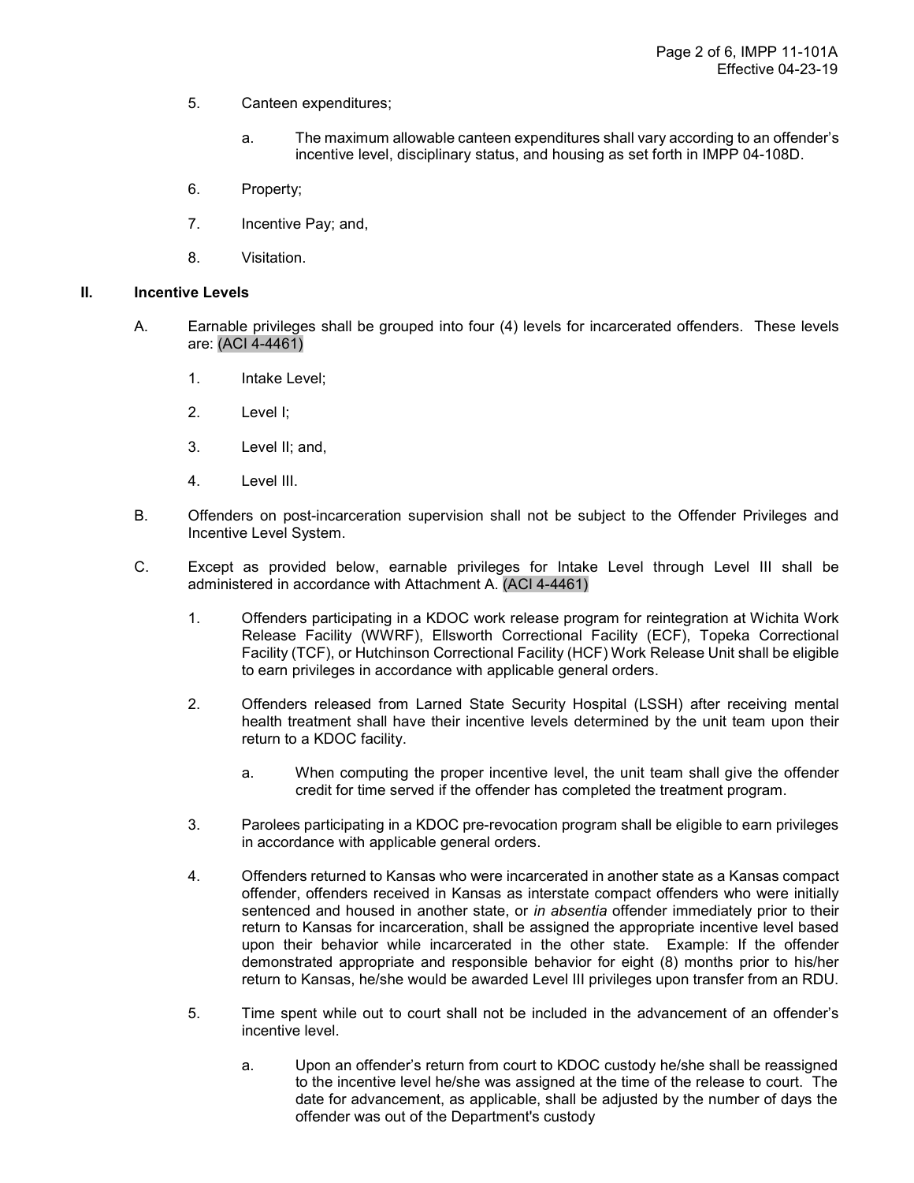5. Canteen expenditures;

   a. The maximum allowable canteen expenditures shall vary according to an offender's incentive level, disciplinary status, and housing as set forth in IMPP 04-108D.

6. Property;

7. Incentive Pay; and,

8. Visitation.

## II. Incentive Levels

A. Earnable privileges shall be grouped into four (4) levels for incarcerated offenders. These levels are: (ACI 4-4461)

   1. Intake Level;

   2. Level I;

   3. Level II; and,

   4. Level III.

B. Offenders on post-incarceration supervision shall not be subject to the Offender Privileges and Incentive Level System.

C. Except as provided below, earnable privileges for Intake Level through Level III shall be administered in accordance with Attachment A. (ACI 4-4461)

   1. Offenders participating in a KDOC work release program for reintegration at Wichita Work Release Facility (WWRF), Ellsworth Correctional Facility (ECF), Topeka Correctional Facility (TCF), or Hutchinson Correctional Facility (HCF) Work Release Unit shall be eligible to earn privileges in accordance with applicable general orders.

   2. Offenders released from Larned State Security Hospital (LSSH) after receiving mental health treatment shall have their incentive levels determined by the unit team upon their return to a KDOC facility.

      a. When computing the proper incentive level, the unit team shall give the offender credit for time served if the offender has completed the treatment program.

   3. Parolees participating in a KDOC pre-revocation program shall be eligible to earn privileges in accordance with applicable general orders.

   4. Offenders returned to Kansas who were incarcerated in another state as a Kansas compact offender, offenders received in Kansas as interstate compact offenders who were initially sentenced and housed in another state, or *in absentia* offender immediately prior to their return to Kansas for incarceration, shall be assigned the appropriate incentive level based upon their behavior while incarcerated in the other state. Example: If the offender demonstrated appropriate and responsible behavior for eight (8) months prior to his/her return to Kansas, he/she would be awarded Level III privileges upon transfer from an RDU.

   5. Time spent while out to court shall not be included in the advancement of an offender's incentive level.

      a. Upon an offender's return from court to KDOC custody he/she shall be reassigned to the incentive level he/she was assigned at the time of the release to court. The date for advancement, as applicable, shall be adjusted by the number of days the offender was out of the Department's custody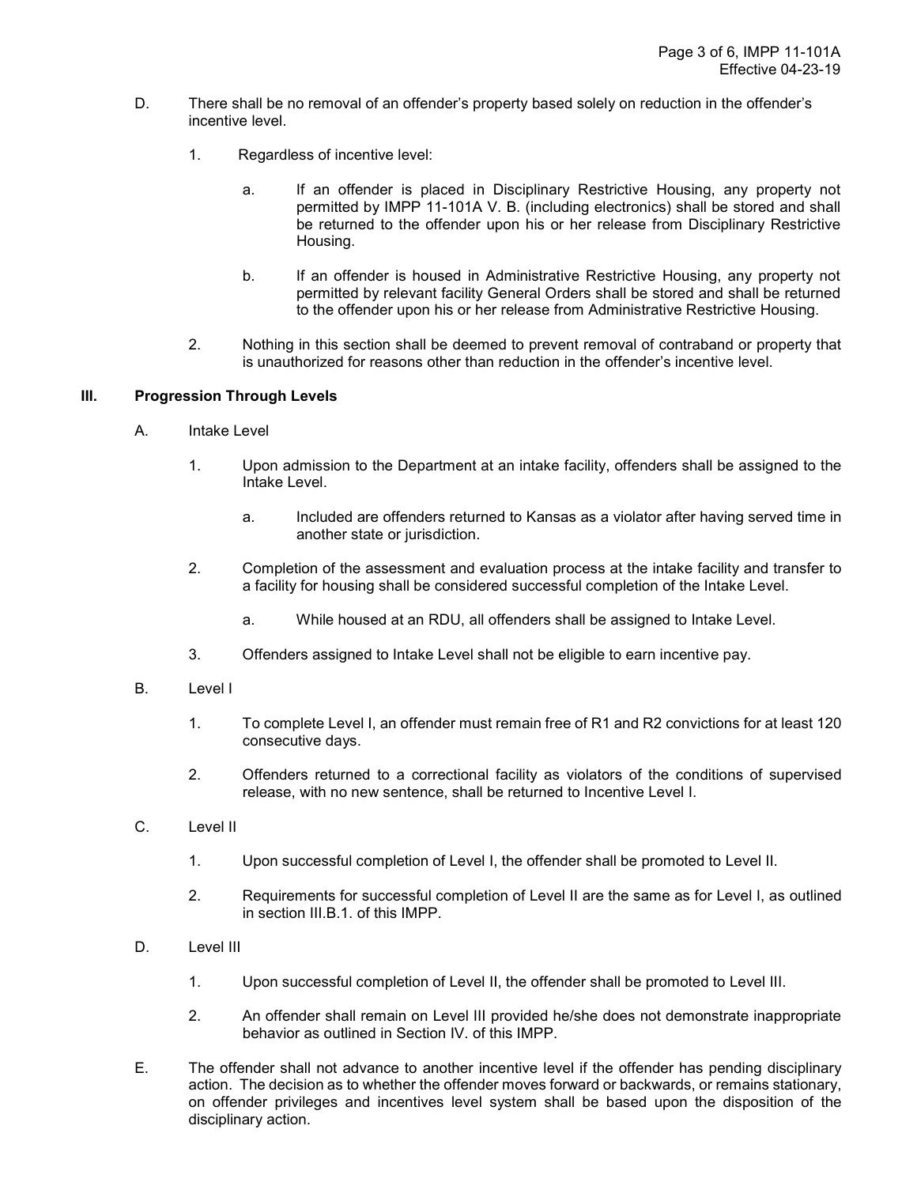D. There shall be no removal of an offender's property based solely on reduction in the offender's incentive level.

1. Regardless of incentive level:

   a. If an offender is placed in Disciplinary Restrictive Housing, any property not permitted by IMPP 11-101A V. B. (including electronics) shall be stored and shall be returned to the offender upon his or her release from Disciplinary Restrictive Housing.

   b. If an offender is housed in Administrative Restrictive Housing, any property not permitted by relevant facility General Orders shall be stored and shall be returned to the offender upon his or her release from Administrative Restrictive Housing.

2. Nothing in this section shall be deemed to prevent removal of contraband or property that is unauthorized for reasons other than reduction in the offender's incentive level.

## III. Progression Through Levels

A. Intake Level

1. Upon admission to the Department at an intake facility, offenders shall be assigned to the Intake Level.

   a. Included are offenders returned to Kansas as a violator after having served time in another state or jurisdiction.

2. Completion of the assessment and evaluation process at the intake facility and transfer to a facility for housing shall be considered successful completion of the Intake Level.

   a. While housed at an RDU, all offenders shall be assigned to Intake Level.

3. Offenders assigned to Intake Level shall not be eligible to earn incentive pay.

B. Level I

1. To complete Level I, an offender must remain free of R1 and R2 convictions for at least 120 consecutive days.

2. Offenders returned to a correctional facility as violators of the conditions of supervised release, with no new sentence, shall be returned to Incentive Level I.

C. Level II

1. Upon successful completion of Level I, the offender shall be promoted to Level II.

2. Requirements for successful completion of Level II are the same as for Level I, as outlined in section III.B.1. of this IMPP.

D. Level III

1. Upon successful completion of Level II, the offender shall be promoted to Level III.

2. An offender shall remain on Level III provided he/she does not demonstrate inappropriate behavior as outlined in Section IV. of this IMPP.

E. The offender shall not advance to another incentive level if the offender has pending disciplinary action. The decision as to whether the offender moves forward or backwards, or remains stationary, on offender privileges and incentives level system shall be based upon the disposition of the disciplinary action.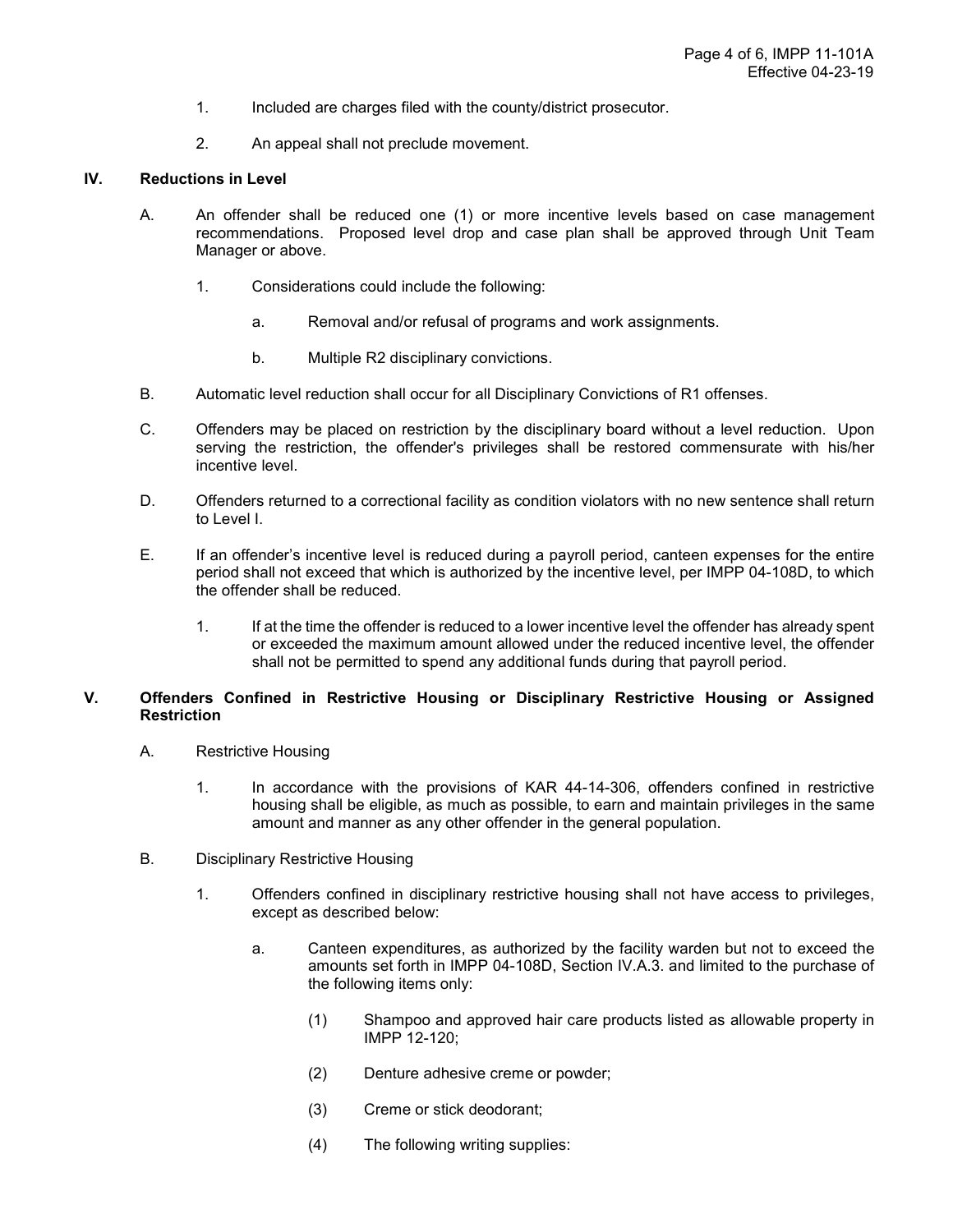1. Included are charges filed with the county/district prosecutor.

2. An appeal shall not preclude movement.

## IV. Reductions in Level

A. An offender shall be reduced one (1) or more incentive levels based on case management recommendations. Proposed level drop and case plan shall be approved through Unit Team Manager or above.

   1. Considerations could include the following:

      a. Removal and/or refusal of programs and work assignments.

      b. Multiple R2 disciplinary convictions.

B. Automatic level reduction shall occur for all Disciplinary Convictions of R1 offenses.

C. Offenders may be placed on restriction by the disciplinary board without a level reduction. Upon serving the restriction, the offender's privileges shall be restored commensurate with his/her incentive level.

D. Offenders returned to a correctional facility as condition violators with no new sentence shall return to Level I.

E. If an offender's incentive level is reduced during a payroll period, canteen expenses for the entire period shall not exceed that which is authorized by the incentive level, per IMPP 04-108D, to which the offender shall be reduced.

   1. If at the time the offender is reduced to a lower incentive level the offender has already spent or exceeded the maximum amount allowed under the reduced incentive level, the offender shall not be permitted to spend any additional funds during that payroll period.

## V. Offenders Confined in Restrictive Housing or Disciplinary Restrictive Housing or Assigned Restriction

A. Restrictive Housing

   1. In accordance with the provisions of KAR 44-14-306, offenders confined in restrictive housing shall be eligible, as much as possible, to earn and maintain privileges in the same amount and manner as any other offender in the general population.

B. Disciplinary Restrictive Housing

   1. Offenders confined in disciplinary restrictive housing shall not have access to privileges, except as described below:

      a. Canteen expenditures, as authorized by the facility warden but not to exceed the amounts set forth in IMPP 04-108D, Section IV.A.3. and limited to the purchase of the following items only:

         (1) Shampoo and approved hair care products listed as allowable property in IMPP 12-120;

         (2) Denture adhesive creme or powder;

         (3) Creme or stick deodorant;

         (4) The following writing supplies: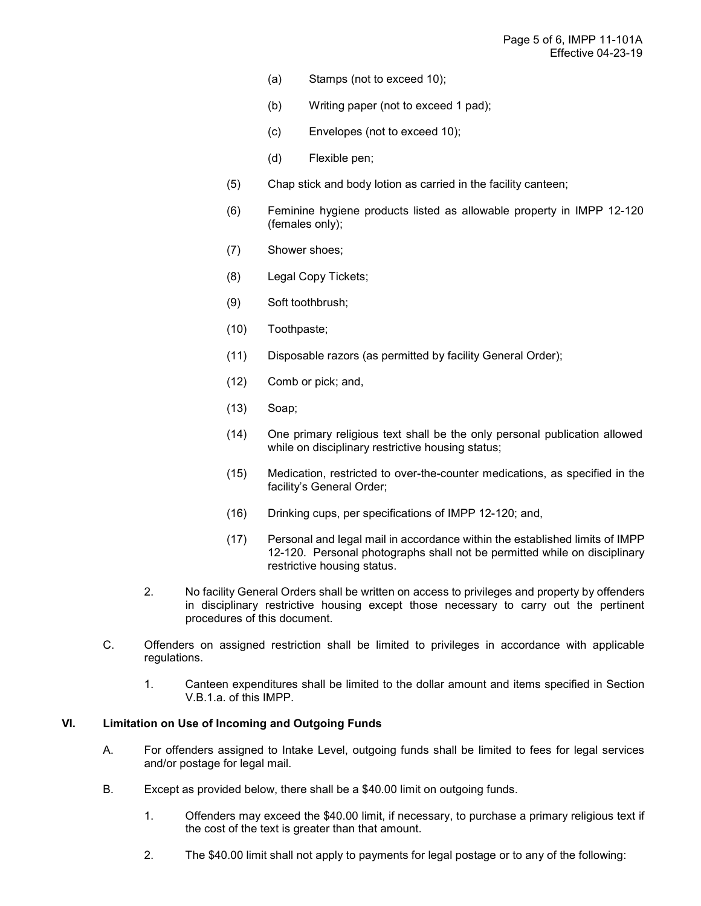(a) Stamps (not to exceed 10);

(b) Writing paper (not to exceed 1 pad);

(c) Envelopes (not to exceed 10);

(d) Flexible pen;

(5) Chap stick and body lotion as carried in the facility canteen;

(6) Feminine hygiene products listed as allowable property in IMPP 12-120 (females only);

(7) Shower shoes;

(8) Legal Copy Tickets;

(9) Soft toothbrush;

(10) Toothpaste;

(11) Disposable razors (as permitted by facility General Order);

(12) Comb or pick; and,

(13) Soap;

(14) One primary religious text shall be the only personal publication allowed while on disciplinary restrictive housing status;

(15) Medication, restricted to over-the-counter medications, as specified in the facility's General Order;

(16) Drinking cups, per specifications of IMPP 12-120; and,

(17) Personal and legal mail in accordance within the established limits of IMPP 12-120. Personal photographs shall not be permitted while on disciplinary restrictive housing status.

2. No facility General Orders shall be written on access to privileges and property by offenders in disciplinary restrictive housing except those necessary to carry out the pertinent procedures of this document.

C. Offenders on assigned restriction shall be limited to privileges in accordance with applicable regulations.

1. Canteen expenditures shall be limited to the dollar amount and items specified in Section V.B.1.a. of this IMPP.

## VI. Limitation on Use of Incoming and Outgoing Funds

A. For offenders assigned to Intake Level, outgoing funds shall be limited to fees for legal services and/or postage for legal mail.

B. Except as provided below, there shall be a $40.00 limit on outgoing funds.

1. Offenders may exceed the $40.00 limit, if necessary, to purchase a primary religious text if the cost of the text is greater than that amount.

2. The $40.00 limit shall not apply to payments for legal postage or to any of the following: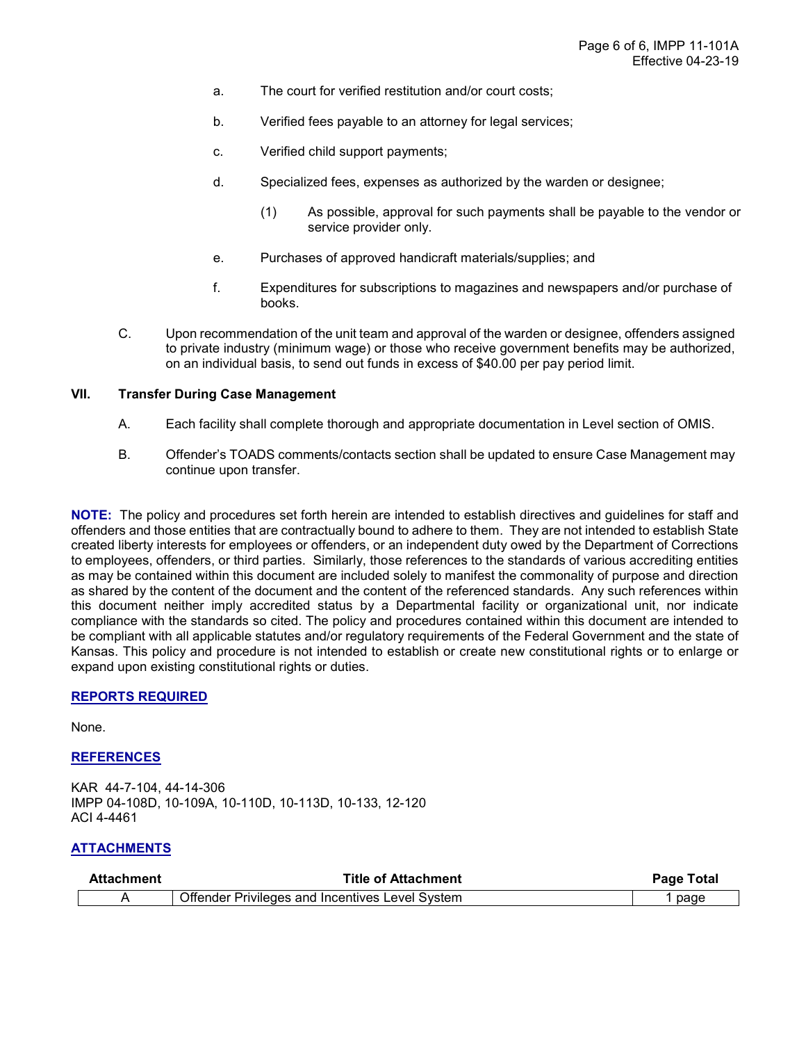a. The court for verified restitution and/or court costs;

b. Verified fees payable to an attorney for legal services;

c. Verified child support payments;

d. Specialized fees, expenses as authorized by the warden or designee;

   (1) As possible, approval for such payments shall be payable to the vendor or service provider only.

e. Purchases of approved handicraft materials/supplies; and

f. Expenditures for subscriptions to magazines and newspapers and/or purchase of books.

C. Upon recommendation of the unit team and approval of the warden or designee, offenders assigned to private industry (minimum wage) or those who receive government benefits may be authorized, on an individual basis, to send out funds in excess of $40.00 per pay period limit.

## VII. Transfer During Case Management

A. Each facility shall complete thorough and appropriate documentation in Level section of OMIS.

B. Offender's TOADS comments/contacts section shall be updated to ensure Case Management may continue upon transfer.

**NOTE:** The policy and procedures set forth herein are intended to establish directives and guidelines for staff and offenders and those entities that are contractually bound to adhere to them. They are not intended to establish State created liberty interests for employees or offenders, or an independent duty owed by the Department of Corrections to employees, offenders, or third parties. Similarly, those references to the standards of various accrediting entities as may be contained within this document are included solely to manifest the commonality of purpose and direction as shared by the content of the document and the content of the referenced standards. Any such references within this document neither imply accredited status by a Departmental facility or organizational unit, nor indicate compliance with the standards so cited. The policy and procedures contained within this document are intended to be compliant with all applicable statutes and/or regulatory requirements of the Federal Government and the state of Kansas. This policy and procedure is not intended to establish or create new constitutional rights or to enlarge or expand upon existing constitutional rights or duties.

## REPORTS REQUIRED

None.

## REFERENCES

KAR 44-7-104, 44-14-306
IMPP 04-108D, 10-109A, 10-110D, 10-113D, 10-133, 12-120
ACI 4-4461

## ATTACHMENTS

| Attachment | Title of Attachment | Page Total |
|---|---|---|
| A | Offender Privileges and Incentives Level System | 1 page |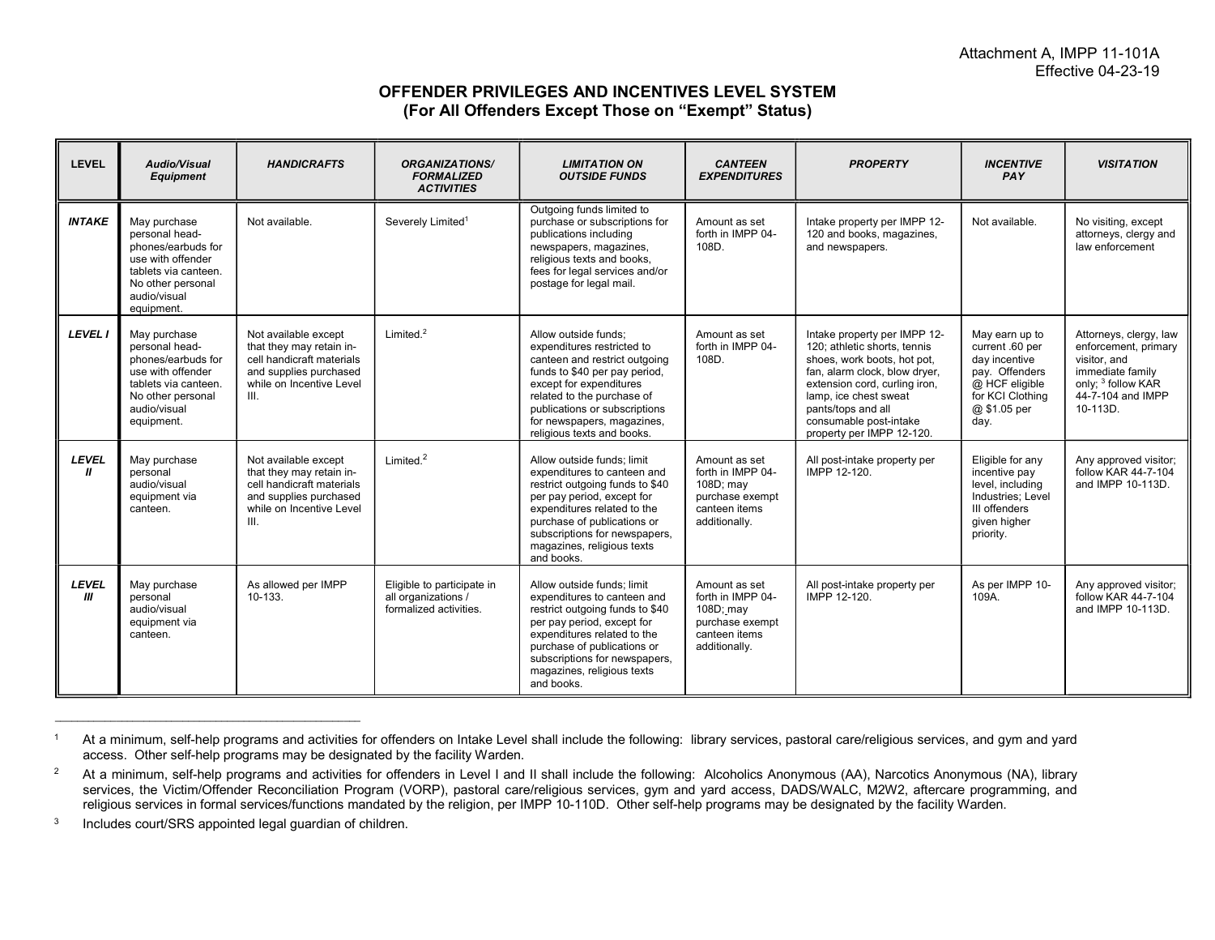Attachment A, IMPP 11-101A
Effective 04-23-19

# OFFENDER PRIVILEGES AND INCENTIVES LEVEL SYSTEM
## (For All Offenders Except Those on "Exempt" Status)

| LEVEL | *Audio/Visual Equipment* | *HANDICRAFTS* | *ORGANIZATIONS/ FORMALIZED ACTIVITIES* | *LIMITATION ON OUTSIDE FUNDS* | *CANTEEN EXPENDITURES* | *PROPERTY* | *INCENTIVE PAY* | *VISITATION* |
|---|---|---|---|---|---|---|---|---|
| ***INTAKE*** | May purchase personal head-phones/earbuds for use with offender tablets via canteen. No other personal audio/visual equipment. | Not available. | Severely Limited[1] | Outgoing funds limited to purchase or subscriptions for publications including newspapers, magazines, religious texts and books, fees for legal services and/or postage for legal mail. | Amount as set forth in IMPP 04-108D. | Intake property per IMPP 12-120 and books, magazines, and newspapers. | Not available. | No visiting, except attorneys, clergy and law enforcement |
| ***LEVEL I*** | May purchase personal head-phones/earbuds for use with offender tablets via canteen. No other personal audio/visual equipment. | Not available except that they may retain in-cell handicraft materials and supplies purchased while on Incentive Level III. | Limited.[2] | Allow outside funds; expenditures restricted to canteen and restrict outgoing funds to $40 per pay period, except for expenditures related to the purchase of publications or subscriptions for newspapers, magazines, religious texts and books. | Amount as set forth in IMPP 04-108D. | Intake property per IMPP 12-120; athletic shorts, tennis shoes, work boots, hot pot, fan, alarm clock, blow dryer, extension cord, curling iron, lamp, ice chest sweat pants/tops and all consumable post-intake property per IMPP 12-120. | May earn up to current .60 per day incentive pay. Offenders @ HCF eligible for KCI Clothing @ $1.05 per day. | Attorneys, clergy, law enforcement, primary visitor, and immediate family only; [3] follow KAR 44-7-104 and IMPP 10-113D. |
| ***LEVEL II*** | May purchase personal audio/visual equipment via canteen. | Not available except that they may retain in-cell handicraft materials and supplies purchased while on Incentive Level III. | Limited.[2] | Allow outside funds; limit expenditures to canteen and restrict outgoing funds to $40 per pay period, except for expenditures related to the purchase of publications or subscriptions for newspapers, magazines, religious texts and books. | Amount as set forth in IMPP 04-108D; may purchase exempt canteen items additionally. | All post-intake property per IMPP 12-120. | Eligible for any incentive pay level, including Industries; Level III offenders given higher priority. | Any approved visitor; follow KAR 44-7-104 and IMPP 10-113D. |
| ***LEVEL III*** | May purchase personal audio/visual equipment via canteen. | As allowed per IMPP 10-133. | Eligible to participate in all organizations / formalized activities. | Allow outside funds; limit expenditures to canteen and restrict outgoing funds to $40 per pay period, except for expenditures related to the purchase of publications or subscriptions for newspapers, magazines, religious texts and books. | Amount as set forth in IMPP 04-108D; may purchase exempt canteen items additionally. | All post-intake property per IMPP 12-120. | As per IMPP 10-109A. | Any approved visitor; follow KAR 44-7-104 and IMPP 10-113D. |

---

[1] At a minimum, self-help programs and activities for offenders on Intake Level shall include the following: library services, pastoral care/religious services, and gym and yard access. Other self-help programs may be designated by the facility Warden.

[2] At a minimum, self-help programs and activities for offenders in Level I and II shall include the following: Alcoholics Anonymous (AA), Narcotics Anonymous (NA), library services, the Victim/Offender Reconciliation Program (VORP), pastoral care/religious services, gym and yard access, DADS/WALC, M2W2, aftercare programming, and religious services in formal services/functions mandated by the religion, per IMPP 10-110D. Other self-help programs may be designated by the facility Warden.

[3] Includes court/SRS appointed legal guardian of children.